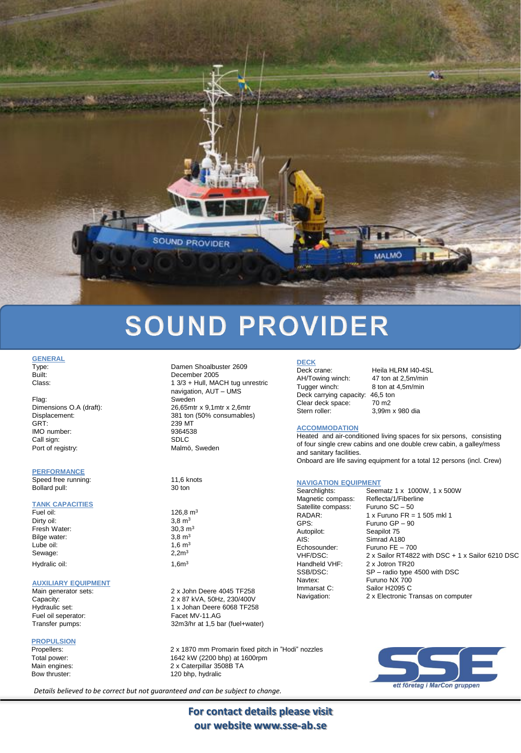# SOUND PROVIDER

## GENERAL

| | |
|---|---|
| Type: | Damen Shoalbuster 2609 |
| Built: | December 2005 |
| Class: | 1 3/3 + Hull, MACH tug unrestric navigation, AUT – UMS |
| Flag: | Sweden |
| Dimensions O.A (draft): | 26,65mtr x 9,1mtr x 2,6mtr |
| Displacement: | 381 ton (50% consumables) |
| GRT: | 239 MT |
| IMO number: | 9364538 |
| Call sign: | SDLC |
| Port of registry: | Malmö, Sweden |

## PERFORMANCE

| | |
|---|---|
| Speed free running: | 11,6 knots |
| Bollard pull: | 30 ton |

## TANK CAPACITIES

| | |
|---|---|
| Fuel oil: | 126,8 $m^3$ |
| Dirty oil: | 3,8 $m^3$ |
| Fresh Water: | 30,3 $m^3$ |
| Bilge water: | 3,8 $m^3$ |
| Lube oil: | 1,6 $m^3$ |
| Sewage: | 2,2$m^3$ |
| Hydralic oil: | 1,6$m^3$ |

## AUXILIARY EQUIPMENT

| | |
|---|---|
| Main generator sets: | 2 x John Deere 4045 TF258 |
| Capacity: | 2 x 87 kVA, 50Hz, 230/400V |
| Hydraulic set: | 1 x Johan Deere 6068 TF258 |
| Fuel oil seperator: | Facet MV-11.AG |
| Transfer pumps: | 32m3/hr at 1,5 bar (fuel+water) |

## PROPULSION

| | |
|---|---|
| Propellers: | 2 x 1870 mm Promarin fixed pitch in "Hodi" nozzles |
| Total power: | 1642 kW (2200 bhp) at 1600rpm |
| Main engines: | 2 x Caterpillar 3508B TA |
| Bow thruster: | 120 bhp, hydralic |

## DECK

| | |
|---|---|
| Deck crane: | Heila HLRM I40-4SL |
| AH/Towing winch: | 47 ton at 2,5m/min |
| Tugger winch: | 8 ton at 4,5m/min |
| Deck carrying capacity: | 46,5 ton |
| Clear deck space: | 70 m2 |
| Stern roller: | 3,99m x 980 dia |

## ACCOMMODATION

Heated and air-conditioned living spaces for six persons, consisting of four single crew cabins and one double crew cabin, a galley/mess and sanitary facilities.

Onboard are life saving equipment for a total 12 persons (incl. Crew)

## NAVIGATION EQUIPMENT

| | |
|---|---|
| Searchlights: | Seematz 1 x 1000W, 1 x 500W |
| Magnetic compass: | Reflecta/1/Fiberline |
| Satellite compass: | Furuno SC – 50 |
| RADAR: | 1 x Furuno FR = 1 505 mkl 1 |
| GPS: | Furuno GP – 90 |
| Autopilot: | Seapilot 75 |
| AIS: | Simrad A180 |
| Echosounder: | Furuno FE – 700 |
| VHF/DSC: | 2 x Sailor RT4822 with DSC + 1 x Sailor 6210 DSC |
| Handheld VHF: | 2 x Jotron TR20 |
| SSB/DSC: | SP – radio type 4500 with DSC |
| Navtex: | Furuno NX 700 |
| Immarsat C: | Sailor H2095 C |
| Navigation: | 2 x Electronic Transas on computer |

SSE
ett företag i MarCon gruppen

*Details believed to be correct but not guaranteed and can be subject to change.*

**For contact details please visit our website www.sse-ab.se**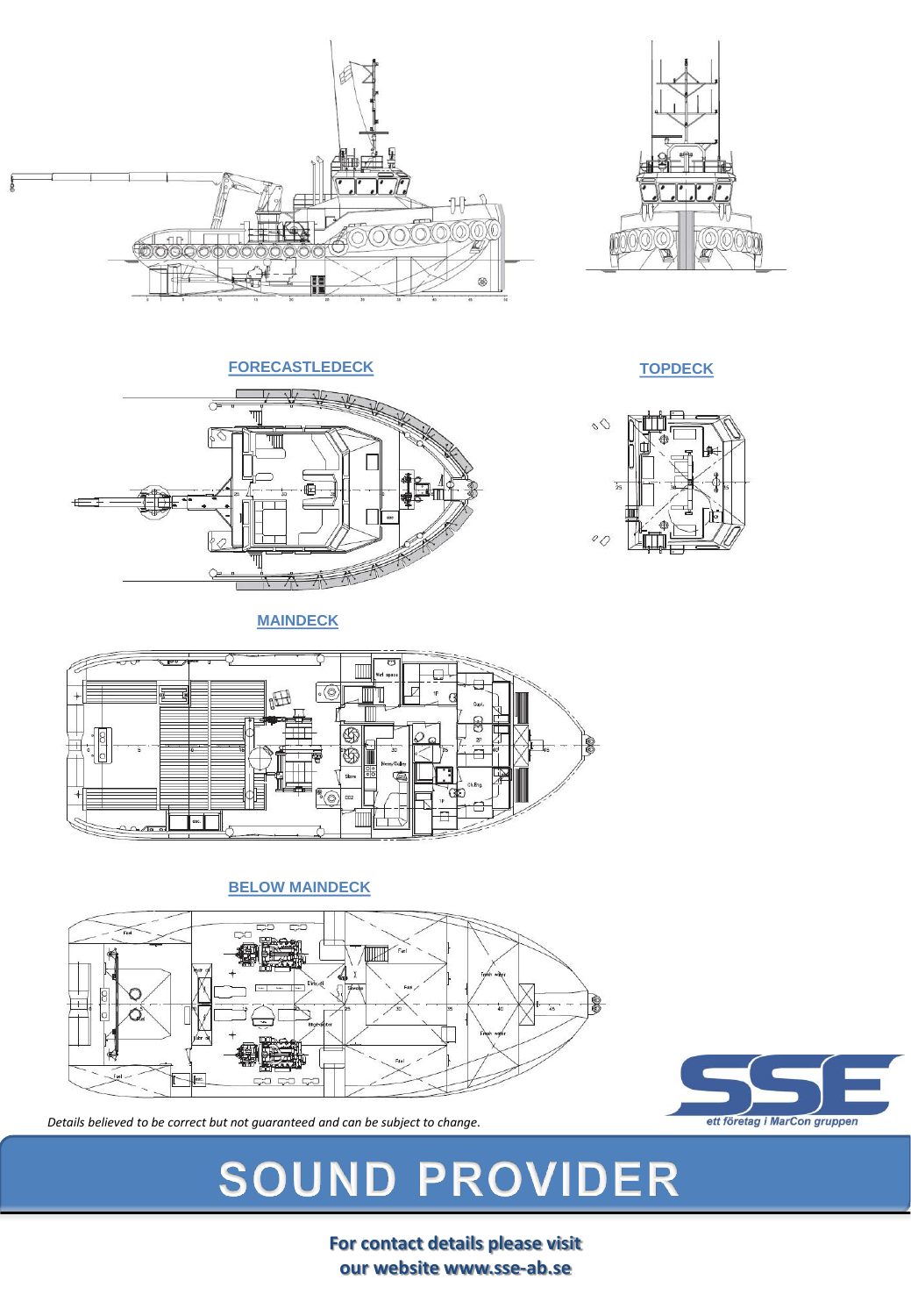FORECASTLEDECK

TOPDECK

MAINDECK

BELOW MAINDECK

*Details believed to be correct but not guaranteed and can be subject to change.*

SSE

*ett företag i MarCon gruppen*

# SOUND PROVIDER

**For contact details please visit our website www.sse-ab.se**